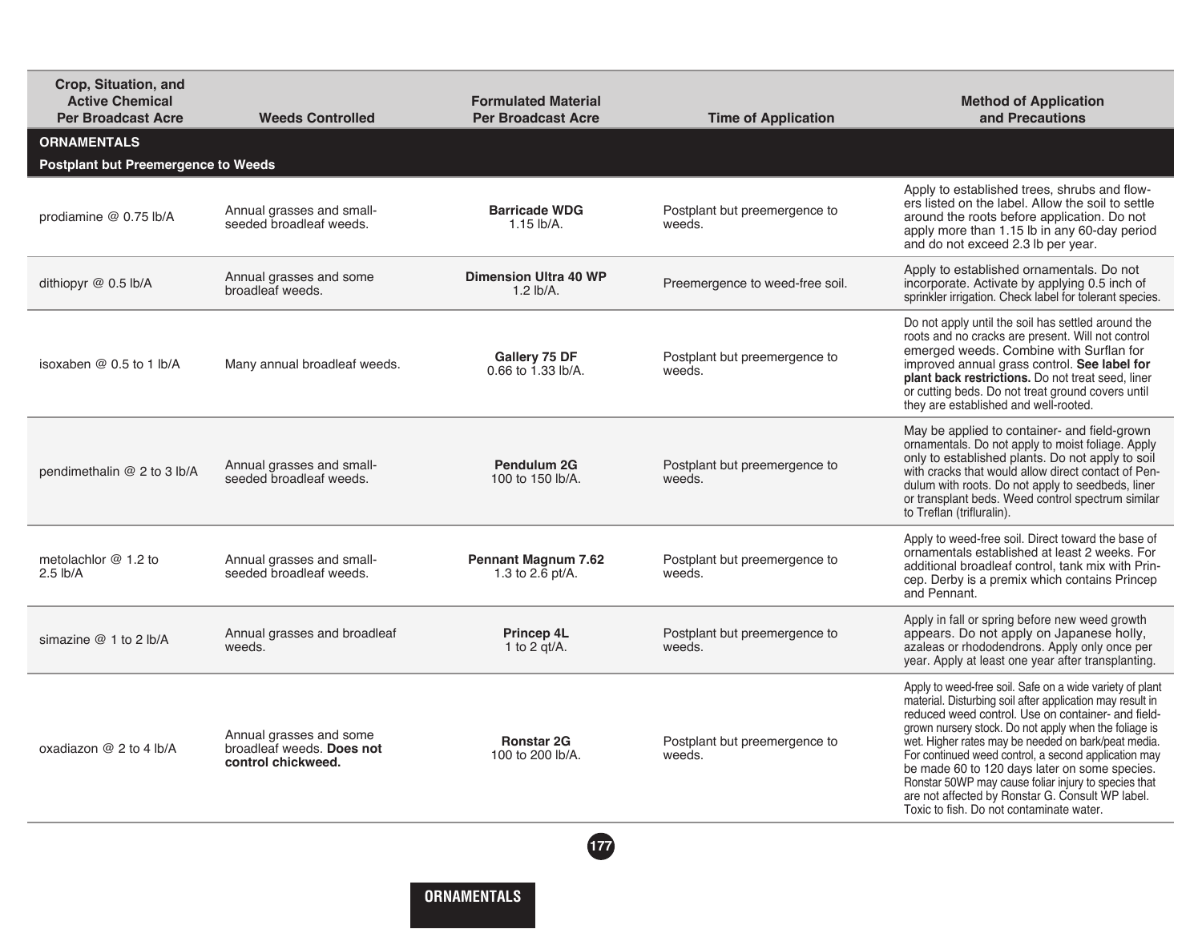| Crop, Situation, and Active Chemical Per Broadcast Acre | Weeds Controlled | Formulated Material Per Broadcast Acre | Time of Application | Method of Application and Precautions |
|---|---|---|---|---|
| **ORNAMENTALS** | | | | |
| **Postplant but Preemergence to Weeds** | | | | |
| prodiamine @ 0.75 lb/A | Annual grasses and small-seeded broadleaf weeds. | **Barricade WDG** 1.15 lb/A. | Postplant but preemergence to weeds. | Apply to established trees, shrubs and flowers listed on the label. Allow the soil to settle around the roots before application. Do not apply more than 1.15 lb in any 60-day period and do not exceed 2.3 lb per year. |
| dithiopyr @ 0.5 lb/A | Annual grasses and some broadleaf weeds. | **Dimension Ultra 40 WP** 1.2 lb/A. | Preemergence to weed-free soil. | Apply to established ornamentals. Do not incorporate. Activate by applying 0.5 inch of sprinkler irrigation. Check label for tolerant species. |
| isoxaben @ 0.5 to 1 lb/A | Many annual broadleaf weeds. | **Gallery 75 DF** 0.66 to 1.33 lb/A. | Postplant but preemergence to weeds. | Do not apply until the soil has settled around the roots and no cracks are present. Will not control emerged weeds. Combine with Surflan for improved annual grass control. **See label for plant back restrictions.** Do not treat seed, liner or cutting beds. Do not treat ground covers until they are established and well-rooted. |
| pendimethalin @ 2 to 3 lb/A | Annual grasses and small-seeded broadleaf weeds. | **Pendulum 2G** 100 to 150 lb/A. | Postplant but preemergence to weeds. | May be applied to container- and field-grown ornamentals. Do not apply to moist foliage. Apply only to established plants. Do not apply to soil with cracks that would allow direct contact of Pendulum with roots. Do not apply to seedbeds, liner or transplant beds. Weed control spectrum similar to Treflan (trifluralin). |
| metolachlor @ 1.2 to 2.5 lb/A | Annual grasses and small-seeded broadleaf weeds. | **Pennant Magnum 7.62** 1.3 to 2.6 pt/A. | Postplant but preemergence to weeds. | Apply to weed-free soil. Direct toward the base of ornamentals established at least 2 weeks. For additional broadleaf control, tank mix with Princep. Derby is a premix which contains Princep and Pennant. |
| simazine @ 1 to 2 lb/A | Annual grasses and broadleaf weeds. | **Princep 4L** 1 to 2 qt/A. | Postplant but preemergence to weeds. | Apply in fall or spring before new weed growth appears. Do not apply on Japanese holly, azaleas or rhododendrons. Apply only once per year. Apply at least one year after transplanting. |
| oxadiazon @ 2 to 4 lb/A | Annual grasses and some broadleaf weeds. **Does not control chickweed.** | **Ronstar 2G** 100 to 200 lb/A. | Postplant but preemergence to weeds. | Apply to weed-free soil. Safe on a wide variety of plant material. Disturbing soil after application may result in reduced weed control. Use on container- and field-grown nursery stock. Do not apply when the foliage is wet. Higher rates may be needed on bark/peat media. For continued weed control, a second application may be made 60 to 120 days later on some species. Ronstar 50WP may cause foliar injury to species that are not affected by Ronstar G. Consult WP label. Toxic to fish. Do not contaminate water. |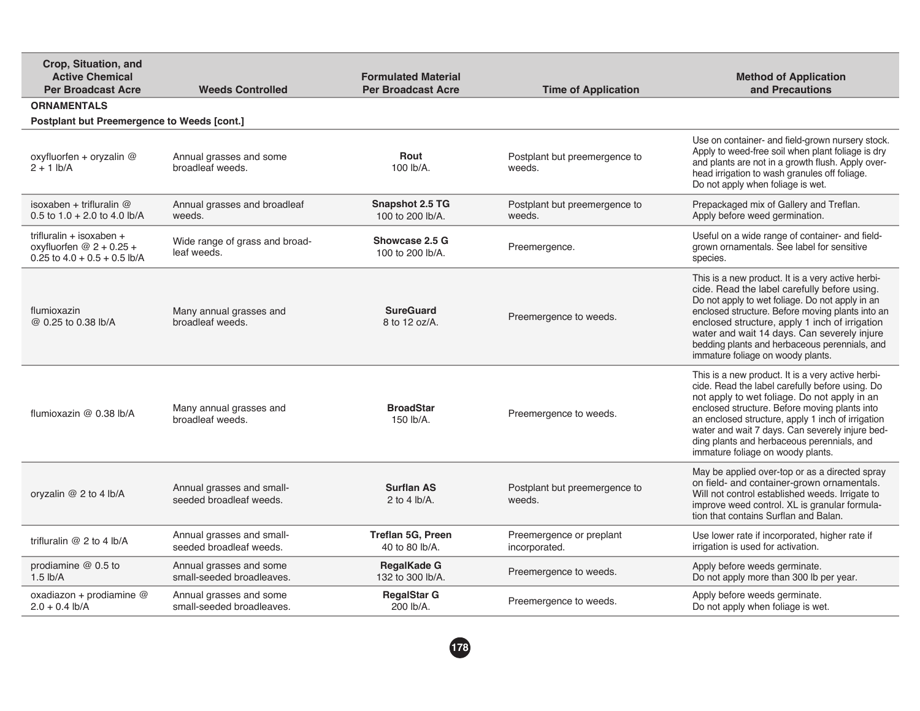| Crop, Situation, and Active Chemical Per Broadcast Acre | Weeds Controlled | Formulated Material Per Broadcast Acre | Time of Application | Method of Application and Precautions |
|---|---|---|---|---|
| **ORNAMENTALS** | | | | |
| **Postplant but Preemergence to Weeds [cont.]** | | | | |
| oxyfluorfen + oryzalin @ 2 + 1 lb/A | Annual grasses and some broadleaf weeds. | **Rout** 100 lb/A. | Postplant but preemergence to weeds. | Use on container- and field-grown nursery stock. Apply to weed-free soil when plant foliage is dry and plants are not in a growth flush. Apply overhead irrigation to wash granules off foliage. Do not apply when foliage is wet. |
| isoxaben + trifluralin @ 0.5 to 1.0 + 2.0 to 4.0 lb/A | Annual grasses and broadleaf weeds. | **Snapshot 2.5 TG** 100 to 200 lb/A. | Postplant but preemergence to weeds. | Prepackaged mix of Gallery and Treflan. Apply before weed germination. |
| trifluralin + isoxaben + oxyfluorfen @ 2 + 0.25 + 0.25 to 4.0 + 0.5 + 0.5 lb/A | Wide range of grass and broadleaf weeds. | **Showcase 2.5 G** 100 to 200 lb/A. | Preemergence. | Useful on a wide range of container- and field-grown ornamentals. See label for sensitive species. |
| flumioxazin @ 0.25 to 0.38 lb/A | Many annual grasses and broadleaf weeds. | **SureGuard** 8 to 12 oz/A. | Preemergence to weeds. | This is a new product. It is a very active herbicide. Read the label carefully before using. Do not apply to wet foliage. Do not apply in an enclosed structure. Before moving plants into an enclosed structure, apply 1 inch of irrigation water and wait 14 days. Can severely injure bedding plants and herbaceous perennials, and immature foliage on woody plants. |
| flumioxazin @ 0.38 lb/A | Many annual grasses and broadleaf weeds. | **BroadStar** 150 lb/A. | Preemergence to weeds. | This is a new product. It is a very active herbicide. Read the label carefully before using. Do not apply to wet foliage. Do not apply in an enclosed structure. Before moving plants into an enclosed structure, apply 1 inch of irrigation water and wait 7 days. Can severely injure bedding plants and herbaceous perennials, and immature foliage on woody plants. |
| oryzalin @ 2 to 4 lb/A | Annual grasses and small-seeded broadleaf weeds. | **Surflan AS** 2 to 4 lb/A. | Postplant but preemergence to weeds. | May be applied over-top or as a directed spray on field- and container-grown ornamentals. Will not control established weeds. Irrigate to improve weed control. XL is granular formulation that contains Surflan and Balan. |
| trifluralin @ 2 to 4 lb/A | Annual grasses and small-seeded broadleaf weeds. | **Treflan 5G, Preen** 40 to 80 lb/A. | Preemergence or preplant incorporated. | Use lower rate if incorporated, higher rate if irrigation is used for activation. |
| prodiamine @ 0.5 to 1.5 lb/A | Annual grasses and some small-seeded broadleaves. | **RegalKade G** 132 to 300 lb/A. | Preemergence to weeds. | Apply before weeds germinate. Do not apply more than 300 lb per year. |
| oxadiazon + prodiamine @ 2.0 + 0.4 lb/A | Annual grasses and some small-seeded broadleaves. | **RegalStar G** 200 lb/A. | Preemergence to weeds. | Apply before weeds germinate. Do not apply when foliage is wet. |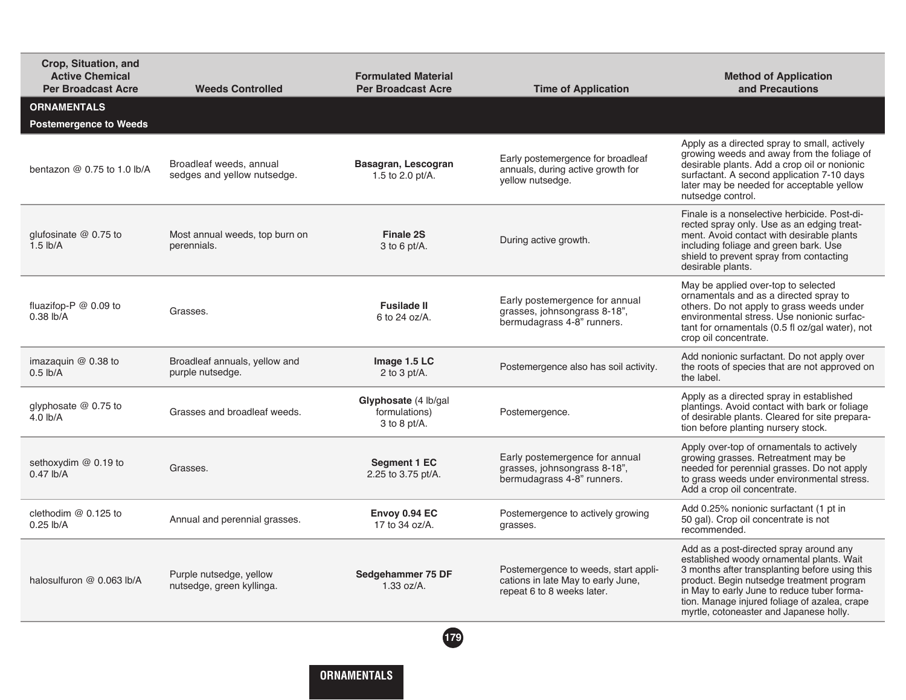| Crop, Situation, and Active Chemical Per Broadcast Acre | Weeds Controlled | Formulated Material Per Broadcast Acre | Time of Application | Method of Application and Precautions |
|---|---|---|---|---|
| **ORNAMENTALS** | | | | |
| **Postemergence to Weeds** | | | | |
| bentazon @ 0.75 to 1.0 lb/A | Broadleaf weeds, annual sedges and yellow nutsedge. | **Basagran, Lescogran** 1.5 to 2.0 pt/A. | Early postemergence for broadleaf annuals, during active growth for yellow nutsedge. | Apply as a directed spray to small, actively growing weeds and away from the foliage of desirable plants. Add a crop oil or nonionic surfactant. A second application 7-10 days later may be needed for acceptable yellow nutsedge control. |
| glufosinate @ 0.75 to 1.5 lb/A | Most annual weeds, top burn on perennials. | **Finale 2S** 3 to 6 pt/A. | During active growth. | Finale is a nonselective herbicide. Post-directed spray only. Use as an edging treatment. Avoid contact with desirable plants including foliage and green bark. Use shield to prevent spray from contacting desirable plants. |
| fluazifop-P @ 0.09 to 0.38 lb/A | Grasses. | **Fusilade II** 6 to 24 oz/A. | Early postemergence for annual grasses, johnsongrass 8-18", bermudagrass 4-8" runners. | May be applied over-top to selected ornamentals and as a directed spray to others. Do not apply to grass weeds under environmental stress. Use nonionic surfactant for ornamentals (0.5 fl oz/gal water), not crop oil concentrate. |
| imazaquin @ 0.38 to 0.5 lb/A | Broadleaf annuals, yellow and purple nutsedge. | **Image 1.5 LC** 2 to 3 pt/A. | Postemergence also has soil activity. | Add nonionic surfactant. Do not apply over the roots of species that are not approved on the label. |
| glyphosate @ 0.75 to 4.0 lb/A | Grasses and broadleaf weeds. | **Glyphosate** (4 lb/gal formulations) 3 to 8 pt/A. | Postemergence. | Apply as a directed spray in established plantings. Avoid contact with bark or foliage of desirable plants. Cleared for site preparation before planting nursery stock. |
| sethoxydim @ 0.19 to 0.47 lb/A | Grasses. | **Segment 1 EC** 2.25 to 3.75 pt/A. | Early postemergence for annual grasses, johnsongrass 8-18", bermudagrass 4-8" runners. | Apply over-top of ornamentals to actively growing grasses. Retreatment may be needed for perennial grasses. Do not apply to grass weeds under environmental stress. Add a crop oil concentrate. |
| clethodim @ 0.125 to 0.25 lb/A | Annual and perennial grasses. | **Envoy 0.94 EC** 17 to 34 oz/A. | Postemergence to actively growing grasses. | Add 0.25% nonionic surfactant (1 pt in 50 gal). Crop oil concentrate is not recommended. |
| halosulfuron @ 0.063 lb/A | Purple nutsedge, yellow nutsedge, green kyllinga. | **Sedgehammer 75 DF** 1.33 oz/A. | Postemergence to weeds, start applications in late May to early June, repeat 6 to 8 weeks later. | Add as a post-directed spray around any established woody ornamental plants. Wait 3 months after transplanting before using this product. Begin nutsedge treatment program in May to early June to reduce tuber formation. Manage injured foliage of azalea, crape myrtle, cotoneaster and Japanese holly. |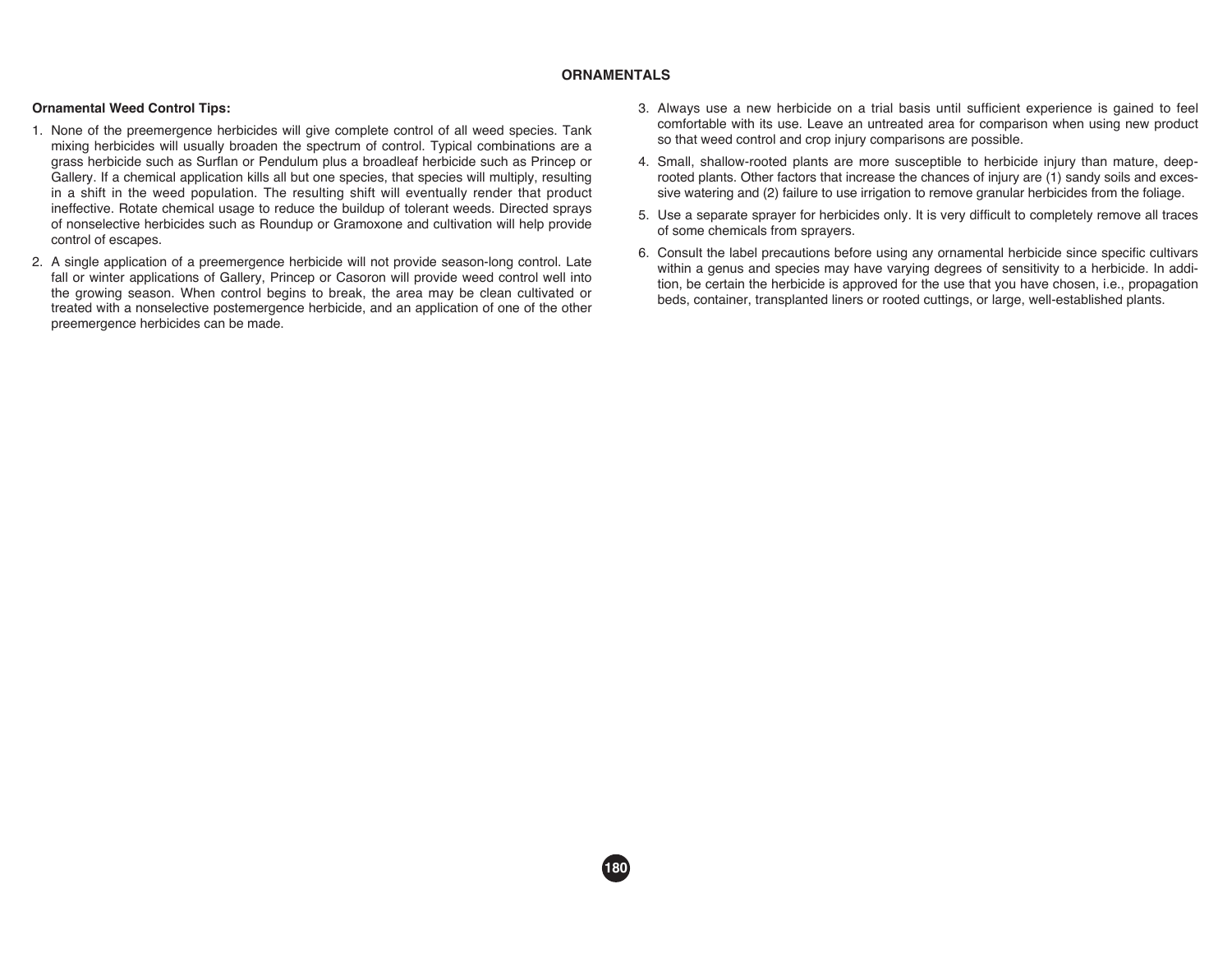# ORNAMENTALS

**Ornamental Weed Control Tips:**

1. None of the preemergence herbicides will give complete control of all weed species. Tank mixing herbicides will usually broaden the spectrum of control. Typical combinations are a grass herbicide such as Surflan or Pendulum plus a broadleaf herbicide such as Princep or Gallery. If a chemical application kills all but one species, that species will multiply, resulting in a shift in the weed population. The resulting shift will eventually render that product ineffective. Rotate chemical usage to reduce the buildup of tolerant weeds. Directed sprays of nonselective herbicides such as Roundup or Gramoxone and cultivation will help provide control of escapes.
2. A single application of a preemergence herbicide will not provide season-long control. Late fall or winter applications of Gallery, Princep or Casoron will provide weed control well into the growing season. When control begins to break, the area may be clean cultivated or treated with a nonselective postemergence herbicide, and an application of one of the other preemergence herbicides can be made.
3. Always use a new herbicide on a trial basis until sufficient experience is gained to feel comfortable with its use. Leave an untreated area for comparison when using new product so that weed control and crop injury comparisons are possible.
4. Small, shallow-rooted plants are more susceptible to herbicide injury than mature, deep-rooted plants. Other factors that increase the chances of injury are (1) sandy soils and excessive watering and (2) failure to use irrigation to remove granular herbicides from the foliage.
5. Use a separate sprayer for herbicides only. It is very difficult to completely remove all traces of some chemicals from sprayers.
6. Consult the label precautions before using any ornamental herbicide since specific cultivars within a genus and species may have varying degrees of sensitivity to a herbicide. In addition, be certain the herbicide is approved for the use that you have chosen, i.e., propagation beds, container, transplanted liners or rooted cuttings, or large, well-established plants.